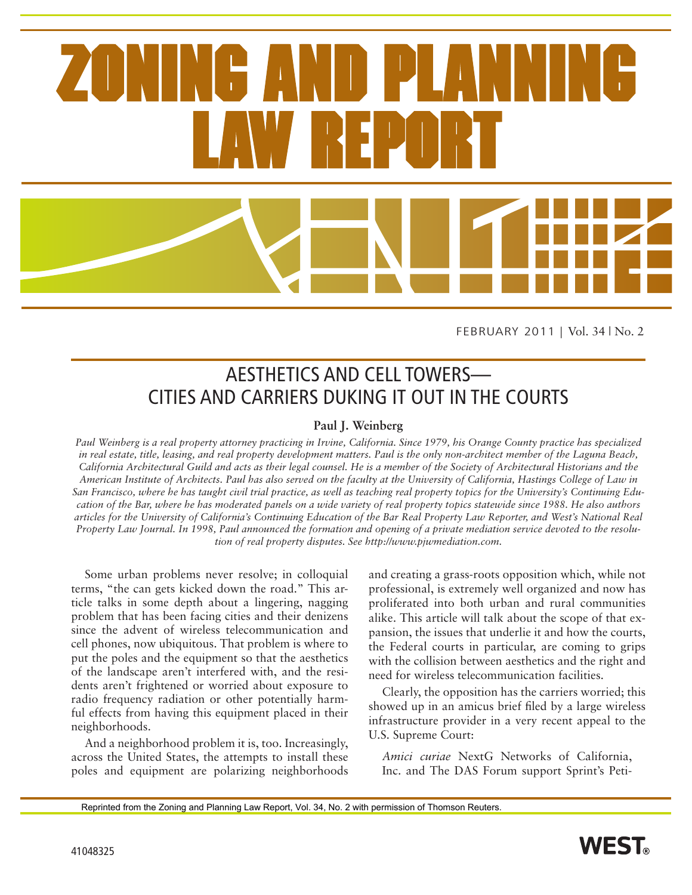# ZONING AND PLANNING LAW REPORT

FEBRUARY 2011 | Vol. 34 | No. 2

## AESTHETICS AND CELL TOWERS—CITIES AND CARRIERS DUKING IT OUT IN THE COURTS

**Paul J. Weinberg**

*Paul Weinberg is a real property attorney practicing in Irvine, California. Since 1979, his Orange County practice has specialized in real estate, title, leasing, and real property development matters. Paul is the only non-architect member of the Laguna Beach, California Architectural Guild and acts as their legal counsel. He is a member of the Society of Architectural Historians and the American Institute of Architects. Paul has also served on the faculty at the University of California, Hastings College of Law in San Francisco, where he has taught civil trial practice, as well as teaching real property topics for the University's Continuing Education of the Bar, where he has moderated panels on a wide variety of real property topics statewide since 1988. He also authors articles for the University of California's Continuing Education of the Bar Real Property Law Reporter, and West's National Real Property Law Journal. In 1998, Paul announced the formation and opening of a private mediation service devoted to the resolution of real property disputes. See http://www.pjwmediation.com.*

Some urban problems never resolve; in colloquial terms, "the can gets kicked down the road." This article talks in some depth about a lingering, nagging problem that has been facing cities and their denizens since the advent of wireless telecommunication and cell phones, now ubiquitous. That problem is where to put the poles and the equipment so that the aesthetics of the landscape aren't interfered with, and the residents aren't frightened or worried about exposure to radio frequency radiation or other potentially harmful effects from having this equipment placed in their neighborhoods.

And a neighborhood problem it is, too. Increasingly, across the United States, the attempts to install these poles and equipment are polarizing neighborhoods and creating a grass-roots opposition which, while not professional, is extremely well organized and now has proliferated into both urban and rural communities alike. This article will talk about the scope of that expansion, the issues that underlie it and how the courts, the Federal courts in particular, are coming to grips with the collision between aesthetics and the right and need for wireless telecommunication facilities.

Clearly, the opposition has the carriers worried; this showed up in an amicus brief filed by a large wireless infrastructure provider in a very recent appeal to the U.S. Supreme Court:

> *Amici curiae* NextG Networks of California, Inc. and The DAS Forum support Sprint's Peti-

Reprinted from the Zoning and Planning Law Report, Vol. 34, No. 2 with permission of Thomson Reuters.

41048325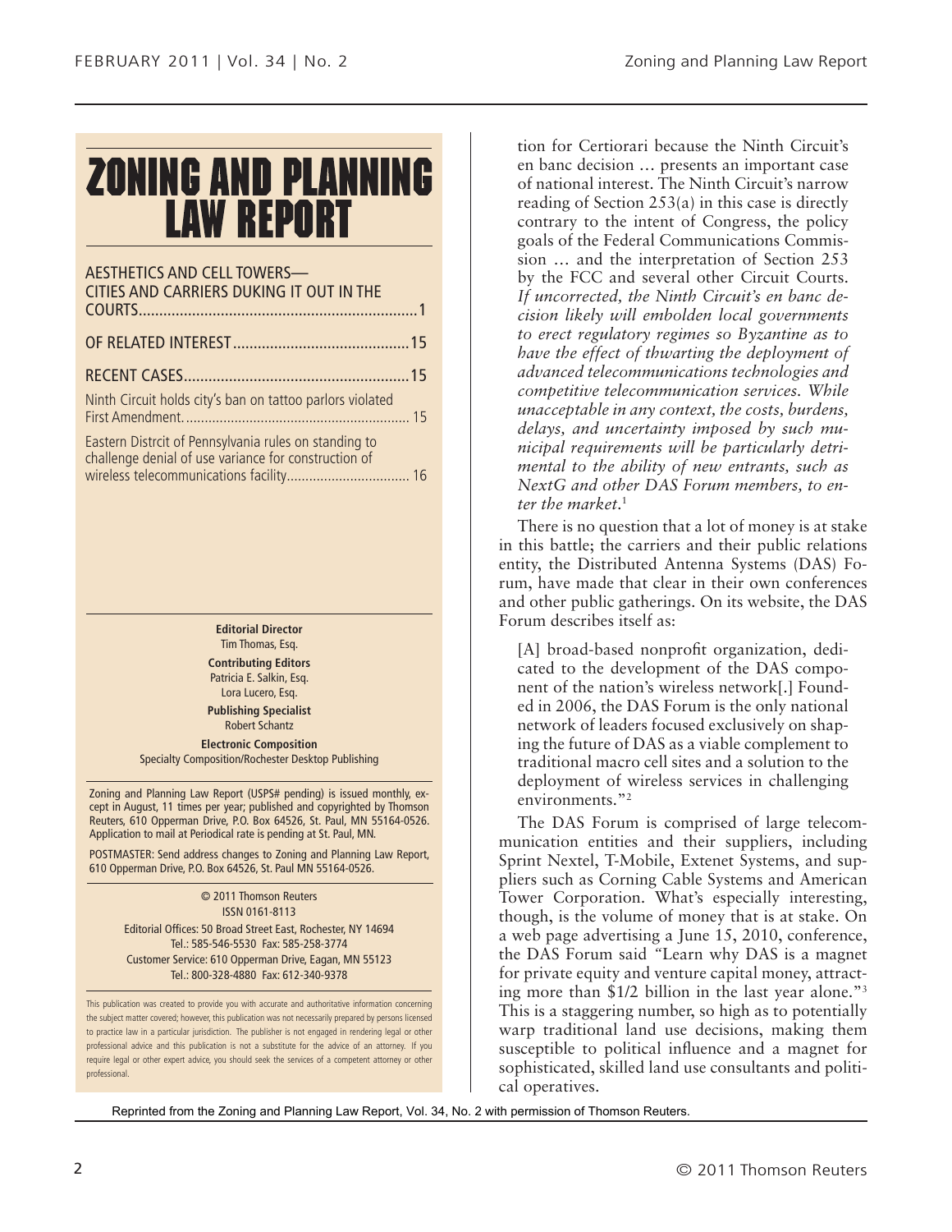# ZONING AND PLANNING LAW REPORT

AESTHETICS AND CELL TOWERS— CITIES AND CARRIERS DUKING IT OUT IN THE COURTS....................................................................1

OF RELATED INTEREST...........................................15

RECENT CASES.......................................................15

Ninth Circuit holds city's ban on tattoo parlors violated First Amendment............................................................ 15

Eastern Distrcit of Pennsylvania rules on standing to challenge denial of use variance for construction of wireless telecommunications facility................................ 16

**Editorial Director**
Tim Thomas, Esq.

**Contributing Editors**
Patricia E. Salkin, Esq.
Lora Lucero, Esq.

**Publishing Specialist**
Robert Schantz

**Electronic Composition**
Specialty Composition/Rochester Desktop Publishing

Zoning and Planning Law Report (USPS# pending) is issued monthly, except in August, 11 times per year; published and copyrighted by Thomson Reuters, 610 Opperman Drive, P.O. Box 64526, St. Paul, MN 55164-0526. Application to mail at Periodical rate is pending at St. Paul, MN.

POSTMASTER: Send address changes to Zoning and Planning Law Report, 610 Opperman Drive, P.O. Box 64526, St. Paul MN 55164-0526.

© 2011 Thomson Reuters
ISSN 0161-8113
Editorial Offices: 50 Broad Street East, Rochester, NY 14694
Tel.: 585-546-5530 Fax: 585-258-3774
Customer Service: 610 Opperman Drive, Eagan, MN 55123
Tel.: 800-328-4880 Fax: 612-340-9378

This publication was created to provide you with accurate and authoritative information concerning the subject matter covered; however, this publication was not necessarily prepared by persons licensed to practice law in a particular jurisdiction. The publisher is not engaged in rendering legal or other professional advice and this publication is not a substitute for the advice of an attorney. If you require legal or other expert advice, you should seek the services of a competent attorney or other professional.

tion for Certiorari because the Ninth Circuit's en banc decision … presents an important case of national interest. The Ninth Circuit's narrow reading of Section 253(a) in this case is directly contrary to the intent of Congress, the policy goals of the Federal Communications Commission … and the interpretation of Section 253 by the FCC and several other Circuit Courts. *If uncorrected, the Ninth Circuit's en banc decision likely will embolden local governments to erect regulatory regimes so Byzantine as to have the effect of thwarting the deployment of advanced telecommunications technologies and competitive telecommunication services. While unacceptable in any context, the costs, burdens, delays, and uncertainty imposed by such municipal requirements will be particularly detrimental to the ability of new entrants, such as NextG and other DAS Forum members, to enter the market.*[1]

There is no question that a lot of money is at stake in this battle; the carriers and their public relations entity, the Distributed Antenna Systems (DAS) Forum, have made that clear in their own conferences and other public gatherings. On its website, the DAS Forum describes itself as:

> [A] broad-based nonprofit organization, dedicated to the development of the DAS component of the nation's wireless network[.] Founded in 2006, the DAS Forum is the only national network of leaders focused exclusively on shaping the future of DAS as a viable complement to traditional macro cell sites and a solution to the deployment of wireless services in challenging environments."[2]

The DAS Forum is comprised of large telecommunication entities and their suppliers, including Sprint Nextel, T-Mobile, Extenet Systems, and suppliers such as Corning Cable Systems and American Tower Corporation. What's especially interesting, though, is the volume of money that is at stake. On a web page advertising a June 15, 2010, conference, the DAS Forum said "Learn why DAS is a magnet for private equity and venture capital money, attracting more than $1/2 billion in the last year alone."[3] This is a staggering number, so high as to potentially warp traditional land use decisions, making them susceptible to political influence and a magnet for sophisticated, skilled land use consultants and political operatives.

Reprinted from the Zoning and Planning Law Report, Vol. 34, No. 2 with permission of Thomson Reuters.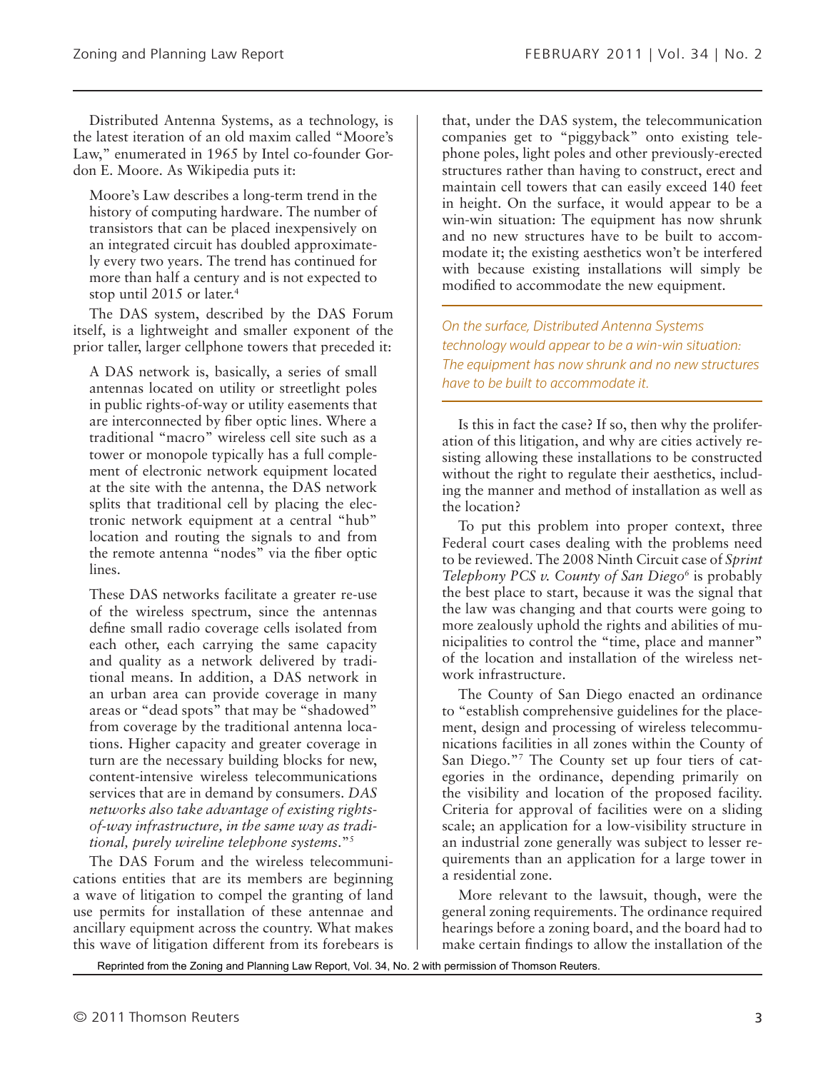Distributed Antenna Systems, as a technology, is the latest iteration of an old maxim called "Moore's Law," enumerated in 1965 by Intel co-founder Gordon E. Moore. As Wikipedia puts it:

> Moore's Law describes a long-term trend in the history of computing hardware. The number of transistors that can be placed inexpensively on an integrated circuit has doubled approximately every two years. The trend has continued for more than half a century and is not expected to stop until 2015 or later.[4]

The DAS system, described by the DAS Forum itself, is a lightweight and smaller exponent of the prior taller, larger cellphone towers that preceded it:

> A DAS network is, basically, a series of small antennas located on utility or streetlight poles in public rights-of-way or utility easements that are interconnected by fiber optic lines. Where a traditional "macro" wireless cell site such as a tower or monopole typically has a full complement of electronic network equipment located at the site with the antenna, the DAS network splits that traditional cell by placing the electronic network equipment at a central "hub" location and routing the signals to and from the remote antenna "nodes" via the fiber optic lines.
>
> These DAS networks facilitate a greater re-use of the wireless spectrum, since the antennas define small radio coverage cells isolated from each other, each carrying the same capacity and quality as a network delivered by traditional means. In addition, a DAS network in an urban area can provide coverage in many areas or "dead spots" that may be "shadowed" from coverage by the traditional antenna locations. Higher capacity and greater coverage in turn are the necessary building blocks for new, content-intensive wireless telecommunications services that are in demand by consumers. *DAS networks also take advantage of existing rights-of-way infrastructure, in the same way as traditional, purely wireline telephone systems.*"[5]

The DAS Forum and the wireless telecommunications entities that are its members are beginning a wave of litigation to compel the granting of land use permits for installation of these antennae and ancillary equipment across the country. What makes this wave of litigation different from its forebears is that, under the DAS system, the telecommunication companies get to "piggyback" onto existing telephone poles, light poles and other previously-erected structures rather than having to construct, erect and maintain cell towers that can easily exceed 140 feet in height. On the surface, it would appear to be a win-win situation: The equipment has now shrunk and no new structures have to be built to accommodate it; the existing aesthetics won't be interfered with because existing installations will simply be modified to accommodate the new equipment.

*On the surface, Distributed Antenna Systems technology would appear to be a win-win situation: The equipment has now shrunk and no new structures have to be built to accommodate it.*

Is this in fact the case? If so, then why the proliferation of this litigation, and why are cities actively resisting allowing these installations to be constructed without the right to regulate their aesthetics, including the manner and method of installation as well as the location?

To put this problem into proper context, three Federal court cases dealing with the problems need to be reviewed. The 2008 Ninth Circuit case of *Sprint Telephony PCS v. County of San Diego*[6] is probably the best place to start, because it was the signal that the law was changing and that courts were going to more zealously uphold the rights and abilities of municipalities to control the "time, place and manner" of the location and installation of the wireless network infrastructure.

The County of San Diego enacted an ordinance to "establish comprehensive guidelines for the placement, design and processing of wireless telecommunications facilities in all zones within the County of San Diego."[7] The County set up four tiers of categories in the ordinance, depending primarily on the visibility and location of the proposed facility. Criteria for approval of facilities were on a sliding scale; an application for a low-visibility structure in an industrial zone generally was subject to lesser requirements than an application for a large tower in a residential zone.

More relevant to the lawsuit, though, were the general zoning requirements. The ordinance required hearings before a zoning board, and the board had to make certain findings to allow the installation of the

Reprinted from the Zoning and Planning Law Report, Vol. 34, No. 2 with permission of Thomson Reuters.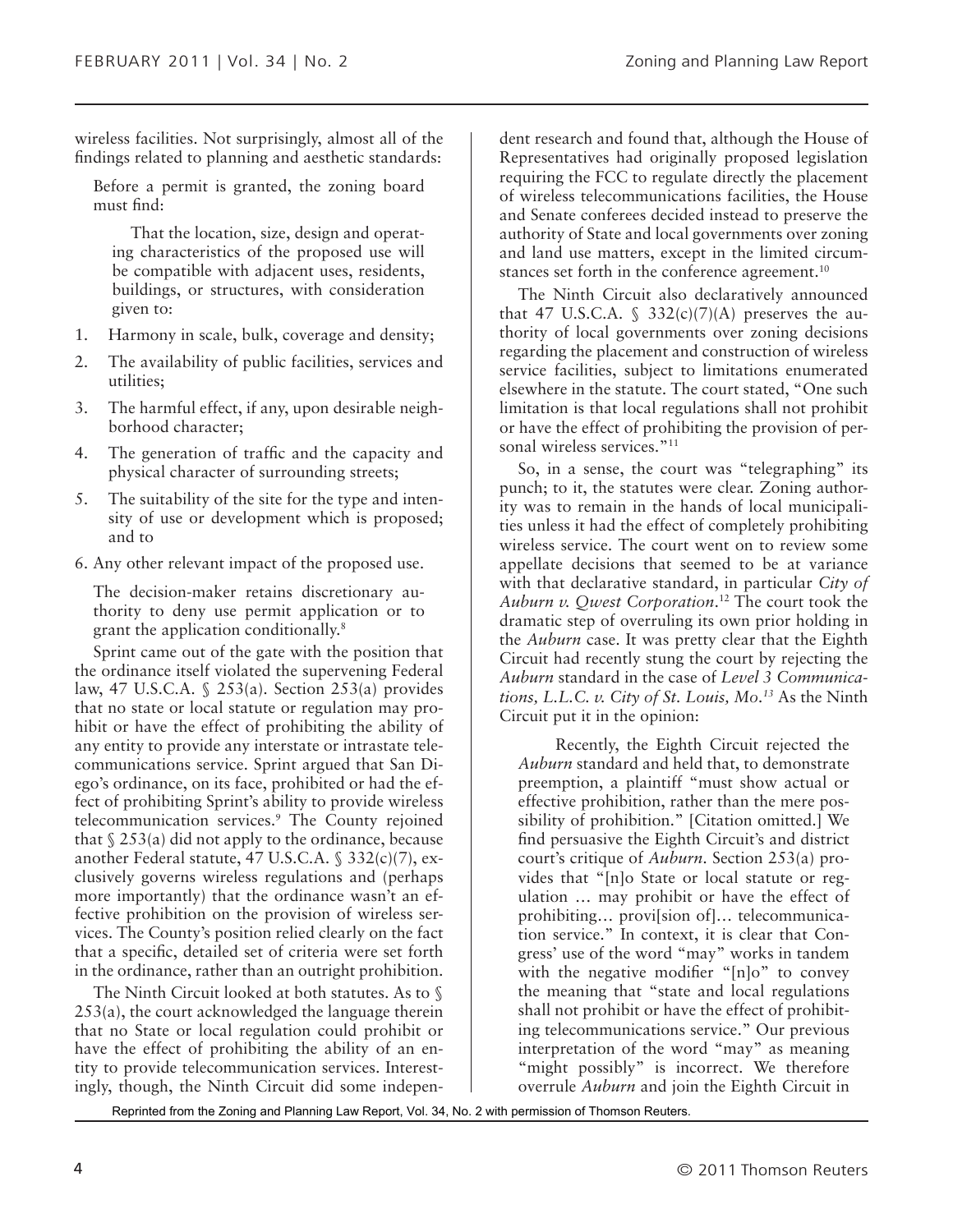wireless facilities. Not surprisingly, almost all of the findings related to planning and aesthetic standards:

> Before a permit is granted, the zoning board must find:
>
> That the location, size, design and operating characteristics of the proposed use will be compatible with adjacent uses, residents, buildings, or structures, with consideration given to:
>
> 1. Harmony in scale, bulk, coverage and density;
> 2. The availability of public facilities, services and utilities;
> 3. The harmful effect, if any, upon desirable neighborhood character;
> 4. The generation of traffic and the capacity and physical character of surrounding streets;
> 5. The suitability of the site for the type and intensity of use or development which is proposed; and to
> 6. Any other relevant impact of the proposed use.
>
> The decision-maker retains discretionary authority to deny use permit application or to grant the application conditionally.[8]

Sprint came out of the gate with the position that the ordinance itself violated the supervening Federal law, 47 U.S.C.A. § 253(a). Section 253(a) provides that no state or local statute or regulation may prohibit or have the effect of prohibiting the ability of any entity to provide any interstate or intrastate telecommunications service. Sprint argued that San Diego's ordinance, on its face, prohibited or had the effect of prohibiting Sprint's ability to provide wireless telecommunication services.[9] The County rejoined that § 253(a) did not apply to the ordinance, because another Federal statute, 47 U.S.C.A. § 332(c)(7), exclusively governs wireless regulations and (perhaps more importantly) that the ordinance wasn't an effective prohibition on the provision of wireless services. The County's position relied clearly on the fact that a specific, detailed set of criteria were set forth in the ordinance, rather than an outright prohibition.

The Ninth Circuit looked at both statutes. As to § 253(a), the court acknowledged the language therein that no State or local regulation could prohibit or have the effect of prohibiting the ability of an entity to provide telecommunication services. Interestingly, though, the Ninth Circuit did some independent research and found that, although the House of Representatives had originally proposed legislation requiring the FCC to regulate directly the placement of wireless telecommunications facilities, the House and Senate conferees decided instead to preserve the authority of State and local governments over zoning and land use matters, except in the limited circumstances set forth in the conference agreement.[10]

The Ninth Circuit also declaratively announced that 47 U.S.C.A. § 332(c)(7)(A) preserves the authority of local governments over zoning decisions regarding the placement and construction of wireless service facilities, subject to limitations enumerated elsewhere in the statute. The court stated, "One such limitation is that local regulations shall not prohibit or have the effect of prohibiting the provision of personal wireless services."[11]

So, in a sense, the court was "telegraphing" its punch; to it, the statutes were clear. Zoning authority was to remain in the hands of local municipalities unless it had the effect of completely prohibiting wireless service. The court went on to review some appellate decisions that seemed to be at variance with that declarative standard, in particular *City of Auburn v. Qwest Corporation*.[12] The court took the dramatic step of overruling its own prior holding in the *Auburn* case. It was pretty clear that the Eighth Circuit had recently stung the court by rejecting the *Auburn* standard in the case of *Level 3 Communications, L.L.C. v. City of St. Louis, Mo.*[13] As the Ninth Circuit put it in the opinion:

> Recently, the Eighth Circuit rejected the *Auburn* standard and held that, to demonstrate preemption, a plaintiff "must show actual or effective prohibition, rather than the mere possibility of prohibition." [Citation omitted.] We find persuasive the Eighth Circuit's and district court's critique of *Auburn*. Section 253(a) provides that "[n]o State or local statute or regulation … may prohibit or have the effect of prohibiting… provi[sion of]… telecommunication service." In context, it is clear that Congress' use of the word "may" works in tandem with the negative modifier "[n]o" to convey the meaning that "state and local regulations shall not prohibit or have the effect of prohibiting telecommunications service." Our previous interpretation of the word "may" as meaning "might possibly" is incorrect. We therefore overrule *Auburn* and join the Eighth Circuit in

Reprinted from the Zoning and Planning Law Report, Vol. 34, No. 2 with permission of Thomson Reuters.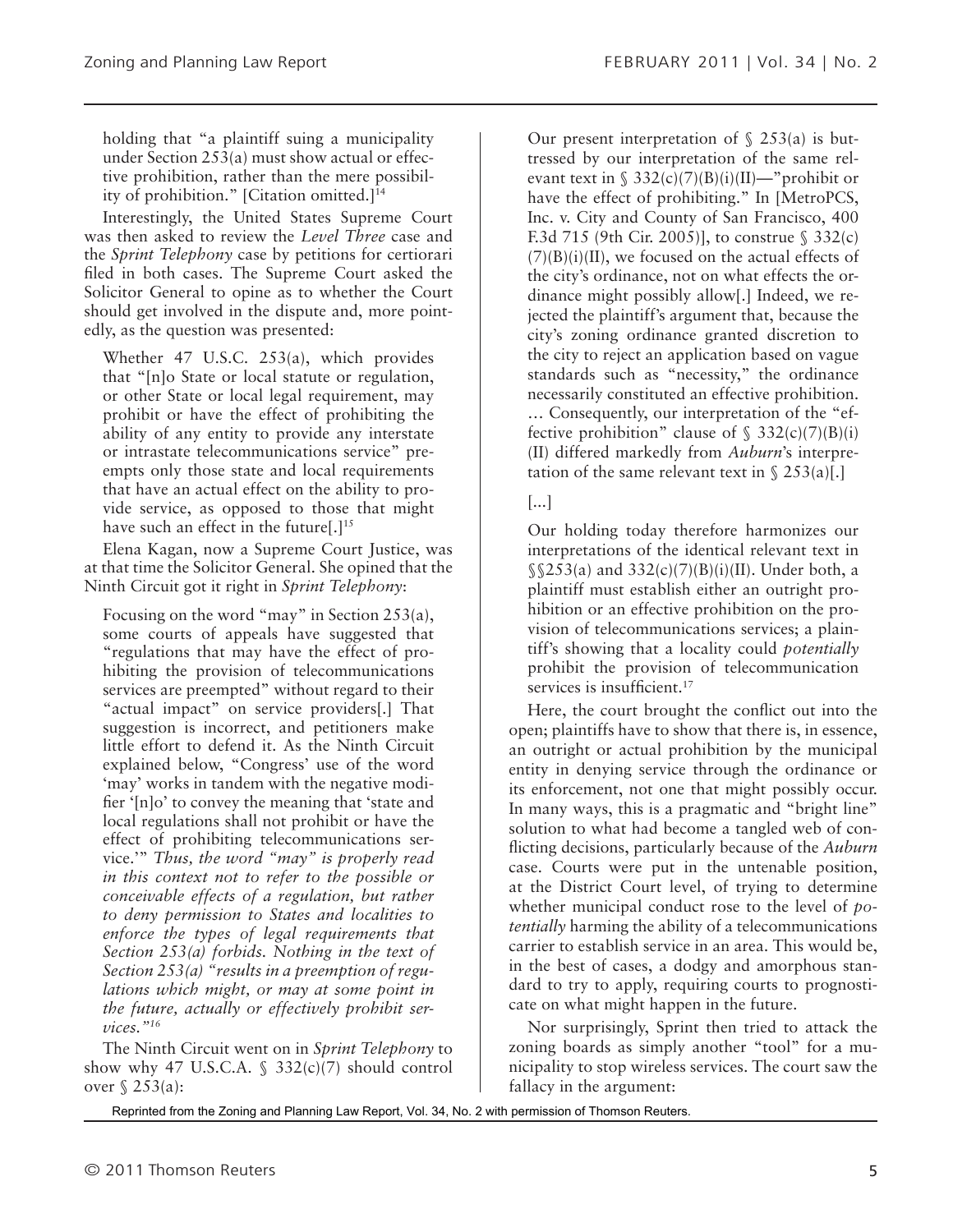holding that "a plaintiff suing a municipality under Section 253(a) must show actual or effective prohibition, rather than the mere possibility of prohibition." [Citation omitted.][14]

Interestingly, the United States Supreme Court was then asked to review the *Level Three* case and the *Sprint Telephony* case by petitions for certiorari filed in both cases. The Supreme Court asked the Solicitor General to opine as to whether the Court should get involved in the dispute and, more pointedly, as the question was presented:

> Whether 47 U.S.C. 253(a), which provides that "[n]o State or local statute or regulation, or other State or local legal requirement, may prohibit or have the effect of prohibiting the ability of any entity to provide any interstate or intrastate telecommunications service" preempts only those state and local requirements that have an actual effect on the ability to provide service, as opposed to those that might have such an effect in the future[.][15]

Elena Kagan, now a Supreme Court Justice, was at that time the Solicitor General. She opined that the Ninth Circuit got it right in *Sprint Telephony*:

> Focusing on the word "may" in Section 253(a), some courts of appeals have suggested that "regulations that may have the effect of prohibiting the provision of telecommunications services are preempted" without regard to their "actual impact" on service providers[.] That suggestion is incorrect, and petitioners make little effort to defend it. As the Ninth Circuit explained below, "Congress' use of the word 'may' works in tandem with the negative modifier '[n]o' to convey the meaning that 'state and local regulations shall not prohibit or have the effect of prohibiting telecommunications service.'" *Thus, the word "may" is properly read in this context not to refer to the possible or conceivable effects of a regulation, but rather to deny permission to States and localities to enforce the types of legal requirements that Section 253(a) forbids. Nothing in the text of Section 253(a) "results in a preemption of regulations which might, or may at some point in the future, actually or effectively prohibit services."*[16]

The Ninth Circuit went on in *Sprint Telephony* to show why 47 U.S.C.A. § 332(c)(7) should control over § 253(a):

> Our present interpretation of § 253(a) is buttressed by our interpretation of the same relevant text in § 332(c)(7)(B)(i)(II)—"prohibit or have the effect of prohibiting." In [MetroPCS, Inc. v. City and County of San Francisco, 400 F.3d 715 (9th Cir. 2005)], to construe § 332(c)(7)(B)(i)(II), we focused on the actual effects of the city's ordinance, not on what effects the ordinance might possibly allow[.] Indeed, we rejected the plaintiff's argument that, because the city's zoning ordinance granted discretion to the city to reject an application based on vague standards such as "necessity," the ordinance necessarily constituted an effective prohibition. … Consequently, our interpretation of the "effective prohibition" clause of § 332(c)(7)(B)(i)(II) differed markedly from *Auburn*'s interpretation of the same relevant text in § 253(a)[.]
>
> [...]
>
> Our holding today therefore harmonizes our interpretations of the identical relevant text in §§253(a) and 332(c)(7)(B)(i)(II). Under both, a plaintiff must establish either an outright prohibition or an effective prohibition on the provision of telecommunications services; a plaintiff's showing that a locality could *potentially* prohibit the provision of telecommunication services is insufficient.[17]

Here, the court brought the conflict out into the open; plaintiffs have to show that there is, in essence, an outright or actual prohibition by the municipal entity in denying service through the ordinance or its enforcement, not one that might possibly occur. In many ways, this is a pragmatic and "bright line" solution to what had become a tangled web of conflicting decisions, particularly because of the *Auburn* case. Courts were put in the untenable position, at the District Court level, of trying to determine whether municipal conduct rose to the level of *potentially* harming the ability of a telecommunications carrier to establish service in an area. This would be, in the best of cases, a dodgy and amorphous standard to try to apply, requiring courts to prognosticate on what might happen in the future.

Nor surprisingly, Sprint then tried to attack the zoning boards as simply another "tool" for a municipality to stop wireless services. The court saw the fallacy in the argument: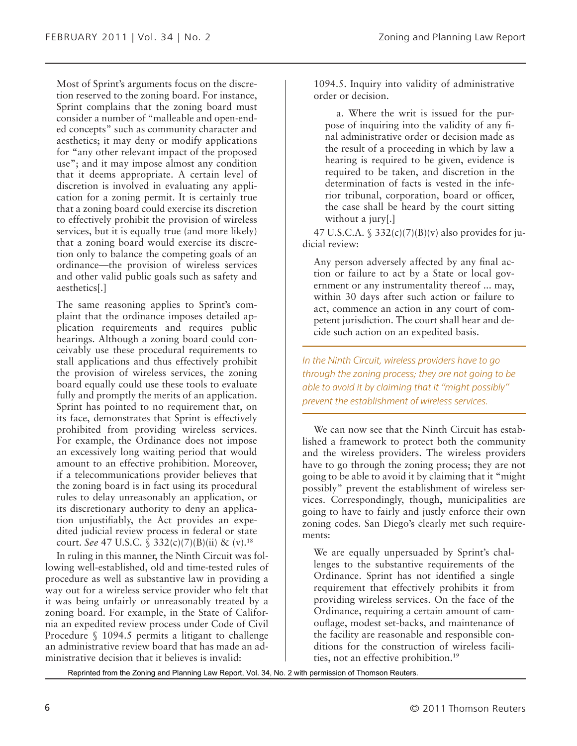> Most of Sprint's arguments focus on the discretion reserved to the zoning board. For instance, Sprint complains that the zoning board must consider a number of "malleable and open-ended concepts" such as community character and aesthetics; it may deny or modify applications for "any other relevant impact of the proposed use"; and it may impose almost any condition that it deems appropriate. A certain level of discretion is involved in evaluating any application for a zoning permit. It is certainly true that a zoning board could exercise its discretion to effectively prohibit the provision of wireless services, but it is equally true (and more likely) that a zoning board would exercise its discretion only to balance the competing goals of an ordinance—the provision of wireless services and other valid public goals such as safety and aesthetics[.]
>
> The same reasoning applies to Sprint's complaint that the ordinance imposes detailed application requirements and requires public hearings. Although a zoning board could conceivably use these procedural requirements to stall applications and thus effectively prohibit the provision of wireless services, the zoning board equally could use these tools to evaluate fully and promptly the merits of an application. Sprint has pointed to no requirement that, on its face, demonstrates that Sprint is effectively prohibited from providing wireless services. For example, the Ordinance does not impose an excessively long waiting period that would amount to an effective prohibition. Moreover, if a telecommunications provider believes that the zoning board is in fact using its procedural rules to delay unreasonably an application, or its discretionary authority to deny an application unjustifiably, the Act provides an expedited judicial review process in federal or state court. *See* 47 U.S.C. § 332(c)(7)(B)(ii) & (v).[18]

In ruling in this manner, the Ninth Circuit was following well-established, old and time-tested rules of procedure as well as substantive law in providing a way out for a wireless service provider who felt that it was being unfairly or unreasonably treated by a zoning board. For example, in the State of California an expedited review process under Code of Civil Procedure § 1094.5 permits a litigant to challenge an administrative review board that has made an administrative decision that it believes is invalid:

> 1094.5. Inquiry into validity of administrative order or decision.
>
> a. Where the writ is issued for the purpose of inquiring into the validity of any final administrative order or decision made as the result of a proceeding in which by law a hearing is required to be given, evidence is required to be taken, and discretion in the determination of facts is vested in the inferior tribunal, corporation, board or officer, the case shall be heard by the court sitting without a jury[.]

47 U.S.C.A. § 332(c)(7)(B)(v) also provides for judicial review:

> Any person adversely affected by any final action or failure to act by a State or local government or any instrumentality thereof ... may, within 30 days after such action or failure to act, commence an action in any court of competent jurisdiction. The court shall hear and decide such action on an expedited basis.

*In the Ninth Circuit, wireless providers have to go through the zoning process; they are not going to be able to avoid it by claiming that it "might possibly" prevent the establishment of wireless services.*

We can now see that the Ninth Circuit has established a framework to protect both the community and the wireless providers. The wireless providers have to go through the zoning process; they are not going to be able to avoid it by claiming that it "might possibly" prevent the establishment of wireless services. Correspondingly, though, municipalities are going to have to fairly and justly enforce their own zoning codes. San Diego's clearly met such requirements:

> We are equally unpersuaded by Sprint's challenges to the substantive requirements of the Ordinance. Sprint has not identified a single requirement that effectively prohibits it from providing wireless services. On the face of the Ordinance, requiring a certain amount of camouflage, modest set-backs, and maintenance of the facility are reasonable and responsible conditions for the construction of wireless facilities, not an effective prohibition.[19]

Reprinted from the Zoning and Planning Law Report, Vol. 34, No. 2 with permission of Thomson Reuters.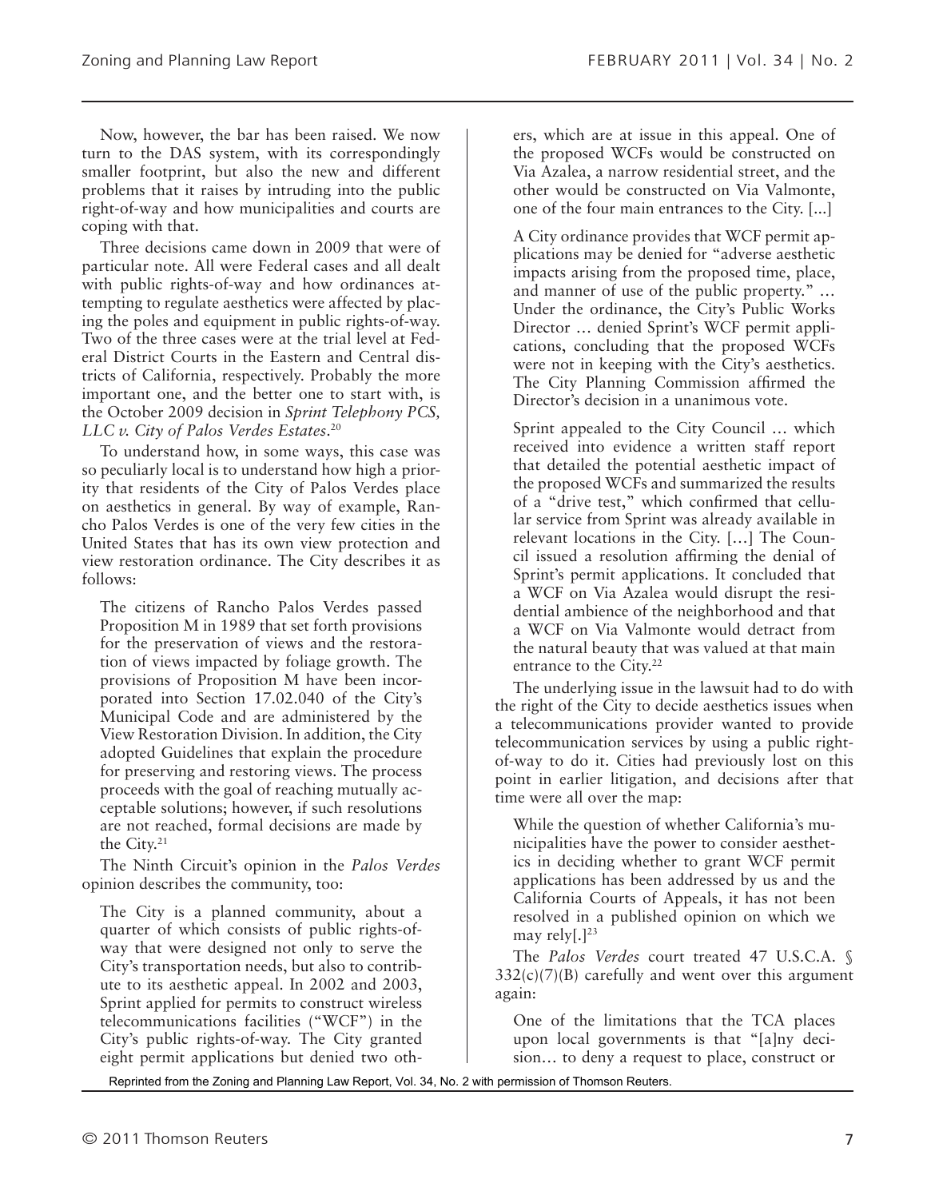Now, however, the bar has been raised. We now turn to the DAS system, with its correspondingly smaller footprint, but also the new and different problems that it raises by intruding into the public right-of-way and how municipalities and courts are coping with that.

Three decisions came down in 2009 that were of particular note. All were Federal cases and all dealt with public rights-of-way and how ordinances attempting to regulate aesthetics were affected by placing the poles and equipment in public rights-of-way. Two of the three cases were at the trial level at Federal District Courts in the Eastern and Central districts of California, respectively. Probably the more important one, and the better one to start with, is the October 2009 decision in *Sprint Telephony PCS, LLC v. City of Palos Verdes Estates*.[20]

To understand how, in some ways, this case was so peculiarly local is to understand how high a priority that residents of the City of Palos Verdes place on aesthetics in general. By way of example, Rancho Palos Verdes is one of the very few cities in the United States that has its own view protection and view restoration ordinance. The City describes it as follows:

> The citizens of Rancho Palos Verdes passed Proposition M in 1989 that set forth provisions for the preservation of views and the restoration of views impacted by foliage growth. The provisions of Proposition M have been incorporated into Section 17.02.040 of the City's Municipal Code and are administered by the View Restoration Division. In addition, the City adopted Guidelines that explain the procedure for preserving and restoring views. The process proceeds with the goal of reaching mutually acceptable solutions; however, if such resolutions are not reached, formal decisions are made by the City.[21]

The Ninth Circuit's opinion in the *Palos Verdes* opinion describes the community, too:

> The City is a planned community, about a quarter of which consists of public rights-of-way that were designed not only to serve the City's transportation needs, but also to contribute to its aesthetic appeal. In 2002 and 2003, Sprint applied for permits to construct wireless telecommunications facilities ("WCF") in the City's public rights-of-way. The City granted eight permit applications but denied two others, which are at issue in this appeal. One of the proposed WCFs would be constructed on Via Azalea, a narrow residential street, and the other would be constructed on Via Valmonte, one of the four main entrances to the City. [...]
>
> A City ordinance provides that WCF permit applications may be denied for "adverse aesthetic impacts arising from the proposed time, place, and manner of use of the public property." … Under the ordinance, the City's Public Works Director … denied Sprint's WCF permit applications, concluding that the proposed WCFs were not in keeping with the City's aesthetics. The City Planning Commission affirmed the Director's decision in a unanimous vote.
>
> Sprint appealed to the City Council … which received into evidence a written staff report that detailed the potential aesthetic impact of the proposed WCFs and summarized the results of a "drive test," which confirmed that cellular service from Sprint was already available in relevant locations in the City. […] The Council issued a resolution affirming the denial of Sprint's permit applications. It concluded that a WCF on Via Azalea would disrupt the residential ambience of the neighborhood and that a WCF on Via Valmonte would detract from the natural beauty that was valued at that main entrance to the City.[22]

The underlying issue in the lawsuit had to do with the right of the City to decide aesthetics issues when a telecommunications provider wanted to provide telecommunication services by using a public right-of-way to do it. Cities had previously lost on this point in earlier litigation, and decisions after that time were all over the map:

> While the question of whether California's municipalities have the power to consider aesthetics in deciding whether to grant WCF permit applications has been addressed by us and the California Courts of Appeals, it has not been resolved in a published opinion on which we may rely[.][23]

The *Palos Verdes* court treated 47 U.S.C.A. § 332(c)(7)(B) carefully and went over this argument again:

> One of the limitations that the TCA places upon local governments is that "[a]ny decision… to deny a request to place, construct or

Reprinted from the Zoning and Planning Law Report, Vol. 34, No. 2 with permission of Thomson Reuters.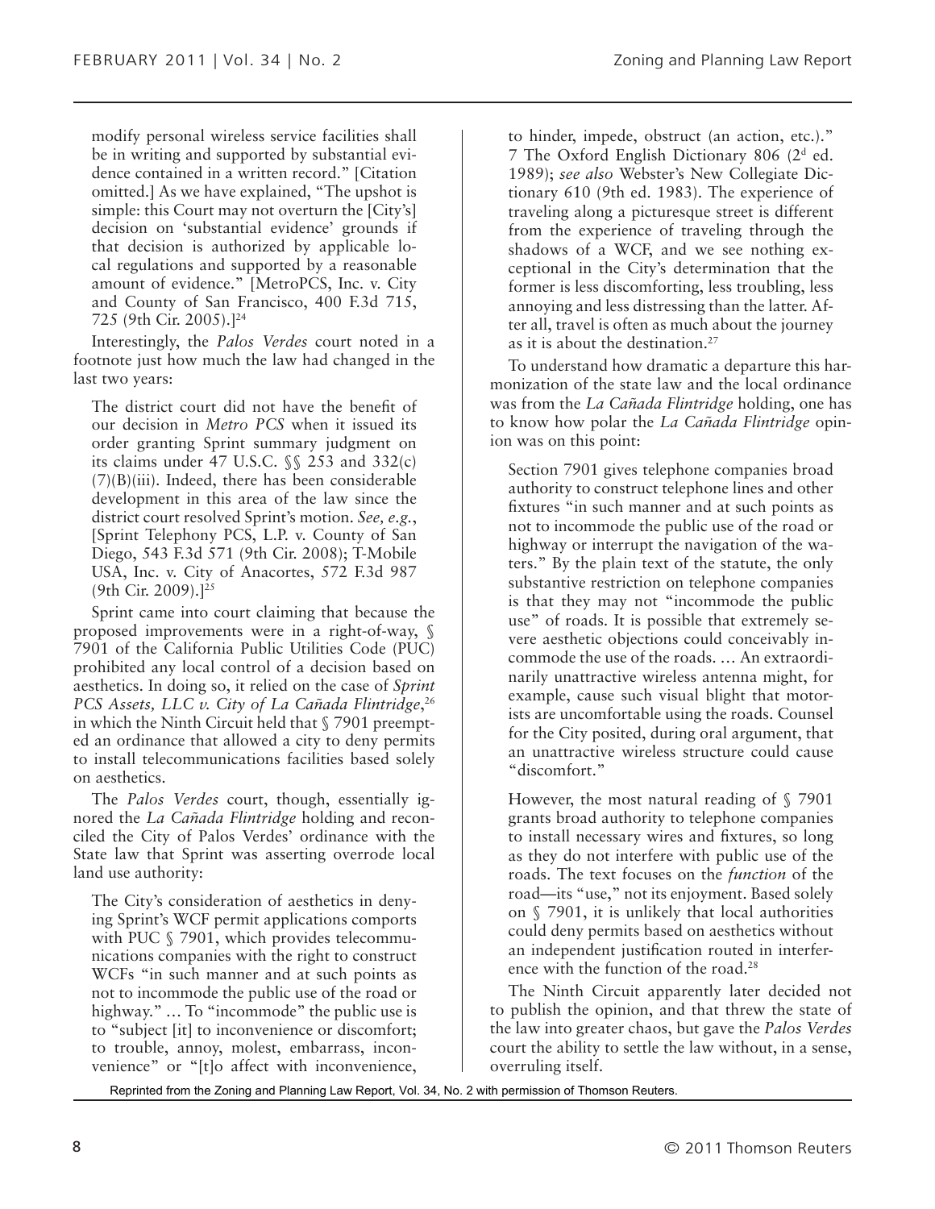> modify personal wireless service facilities shall be in writing and supported by substantial evidence contained in a written record." [Citation omitted.] As we have explained, "The upshot is simple: this Court may not overturn the [City's] decision on 'substantial evidence' grounds if that decision is authorized by applicable local regulations and supported by a reasonable amount of evidence." [MetroPCS, Inc. v. City and County of San Francisco, 400 F.3d 715, 725 (9th Cir. 2005).][24]

Interestingly, the *Palos Verdes* court noted in a footnote just how much the law had changed in the last two years:

> The district court did not have the benefit of our decision in *Metro PCS* when it issued its order granting Sprint summary judgment on its claims under 47 U.S.C. §§ 253 and 332(c)(7)(B)(iii). Indeed, there has been considerable development in this area of the law since the district court resolved Sprint's motion. *See, e.g.*, [Sprint Telephony PCS, L.P. v. County of San Diego, 543 F.3d 571 (9th Cir. 2008); T-Mobile USA, Inc. v. City of Anacortes, 572 F.3d 987 (9th Cir. 2009).][25]

Sprint came into court claiming that because the proposed improvements were in a right-of-way, § 7901 of the California Public Utilities Code (PUC) prohibited any local control of a decision based on aesthetics. In doing so, it relied on the case of *Sprint PCS Assets, LLC v. City of La Cañada Flintridge*,[26] in which the Ninth Circuit held that § 7901 preempted an ordinance that allowed a city to deny permits to install telecommunications facilities based solely on aesthetics.

The *Palos Verdes* court, though, essentially ignored the *La Cañada Flintridge* holding and reconciled the City of Palos Verdes' ordinance with the State law that Sprint was asserting overrode local land use authority:

> The City's consideration of aesthetics in denying Sprint's WCF permit applications comports with PUC § 7901, which provides telecommunications companies with the right to construct WCFs "in such manner and at such points as not to incommode the public use of the road or highway." … To "incommode" the public use is to "subject [it] to inconvenience or discomfort; to trouble, annoy, molest, embarrass, inconvenience" or "[t]o affect with inconvenience, to hinder, impede, obstruct (an action, etc.)." 7 The Oxford English Dictionary 806 (2d ed. 1989); *see also* Webster's New Collegiate Dictionary 610 (9th ed. 1983). The experience of traveling along a picturesque street is different from the experience of traveling through the shadows of a WCF, and we see nothing exceptional in the City's determination that the former is less discomforting, less troubling, less annoying and less distressing than the latter. After all, travel is often as much about the journey as it is about the destination.[27]

To understand how dramatic a departure this harmonization of the state law and the local ordinance was from the *La Cañada Flintridge* holding, one has to know how polar the *La Cañada Flintridge* opinion was on this point:

> Section 7901 gives telephone companies broad authority to construct telephone lines and other fixtures "in such manner and at such points as not to incommode the public use of the road or highway or interrupt the navigation of the waters." By the plain text of the statute, the only substantive restriction on telephone companies is that they may not "incommode the public use" of roads. It is possible that extremely severe aesthetic objections could conceivably incommode the use of the roads. … An extraordinarily unattractive wireless antenna might, for example, cause such visual blight that motorists are uncomfortable using the roads. Counsel for the City posited, during oral argument, that an unattractive wireless structure could cause "discomfort."
>
> However, the most natural reading of § 7901 grants broad authority to telephone companies to install necessary wires and fixtures, so long as they do not interfere with public use of the roads. The text focuses on the *function* of the road—its "use," not its enjoyment. Based solely on § 7901, it is unlikely that local authorities could deny permits based on aesthetics without an independent justification routed in interference with the function of the road.[28]

The Ninth Circuit apparently later decided not to publish the opinion, and that threw the state of the law into greater chaos, but gave the *Palos Verdes* court the ability to settle the law without, in a sense, overruling itself.

Reprinted from the Zoning and Planning Law Report, Vol. 34, No. 2 with permission of Thomson Reuters.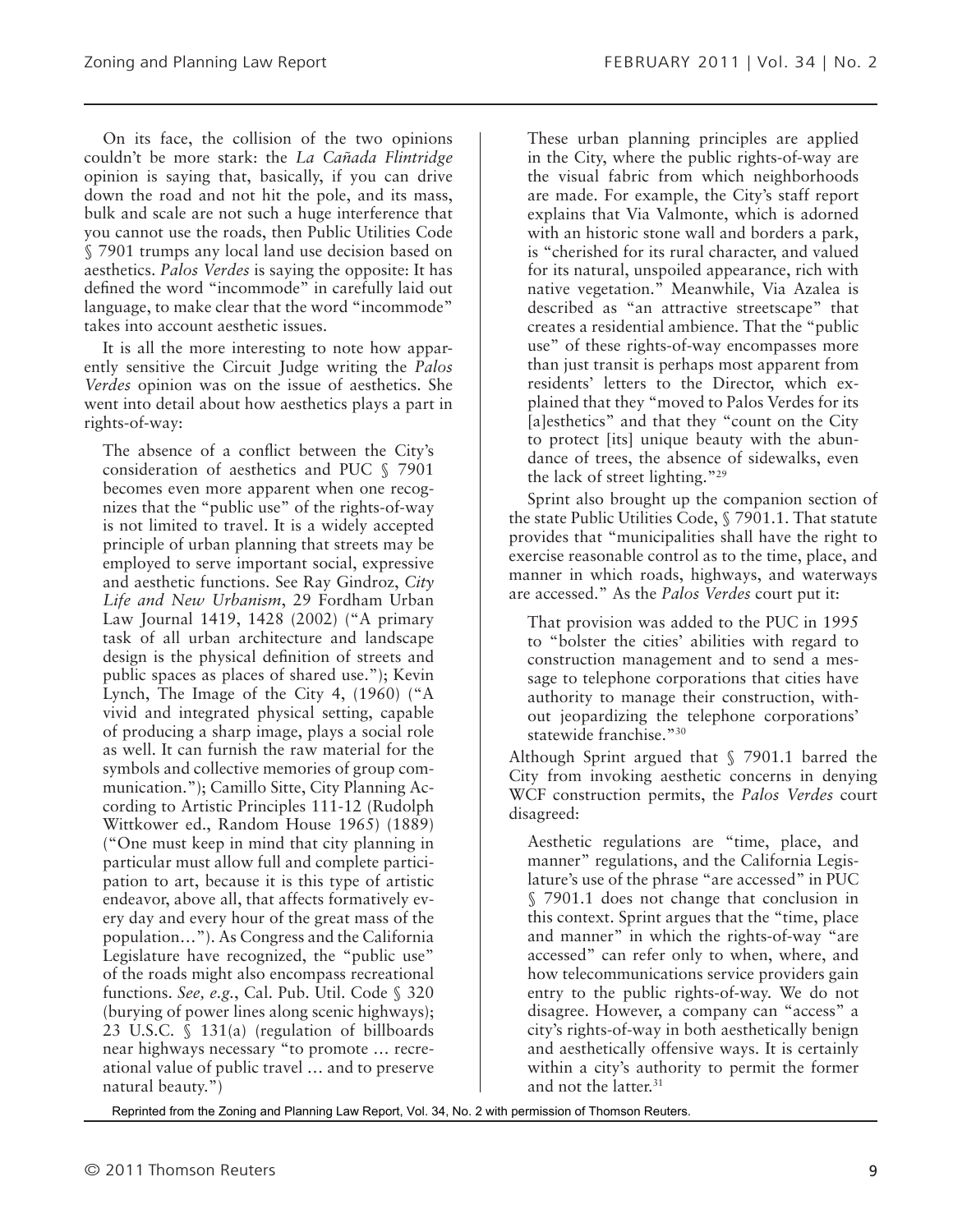On its face, the collision of the two opinions couldn't be more stark: the *La Cañada Flintridge* opinion is saying that, basically, if you can drive down the road and not hit the pole, and its mass, bulk and scale are not such a huge interference that you cannot use the roads, then Public Utilities Code § 7901 trumps any local land use decision based on aesthetics. *Palos Verdes* is saying the opposite: It has defined the word "incommode" in carefully laid out language, to make clear that the word "incommode" takes into account aesthetic issues.

It is all the more interesting to note how apparently sensitive the Circuit Judge writing the *Palos Verdes* opinion was on the issue of aesthetics. She went into detail about how aesthetics plays a part in rights-of-way:

> The absence of a conflict between the City's consideration of aesthetics and PUC § 7901 becomes even more apparent when one recognizes that the "public use" of the rights-of-way is not limited to travel. It is a widely accepted principle of urban planning that streets may be employed to serve important social, expressive and aesthetic functions. See Ray Gindroz, *City Life and New Urbanism*, 29 Fordham Urban Law Journal 1419, 1428 (2002) ("A primary task of all urban architecture and landscape design is the physical definition of streets and public spaces as places of shared use."); Kevin Lynch, The Image of the City 4, (1960) ("A vivid and integrated physical setting, capable of producing a sharp image, plays a social role as well. It can furnish the raw material for the symbols and collective memories of group communication."); Camillo Sitte, City Planning According to Artistic Principles 111-12 (Rudolph Wittkower ed., Random House 1965) (1889) ("One must keep in mind that city planning in particular must allow full and complete participation to art, because it is this type of artistic endeavor, above all, that affects formatively every day and every hour of the great mass of the population…"). As Congress and the California Legislature have recognized, the "public use" of the roads might also encompass recreational functions. *See, e.g.*, Cal. Pub. Util. Code § 320 (burying of power lines along scenic highways); 23 U.S.C. § 131(a) (regulation of billboards near highways necessary "to promote … recreational value of public travel … and to preserve natural beauty.")
>
> These urban planning principles are applied in the City, where the public rights-of-way are the visual fabric from which neighborhoods are made. For example, the City's staff report explains that Via Valmonte, which is adorned with an historic stone wall and borders a park, is "cherished for its rural character, and valued for its natural, unspoiled appearance, rich with native vegetation." Meanwhile, Via Azalea is described as "an attractive streetscape" that creates a residential ambience. That the "public use" of these rights-of-way encompasses more than just transit is perhaps most apparent from residents' letters to the Director, which explained that they "moved to Palos Verdes for its [a]esthetics" and that they "count on the City to protect [its] unique beauty with the abundance of trees, the absence of sidewalks, even the lack of street lighting."[29]

Sprint also brought up the companion section of the state Public Utilities Code, § 7901.1. That statute provides that "municipalities shall have the right to exercise reasonable control as to the time, place, and manner in which roads, highways, and waterways are accessed." As the *Palos Verdes* court put it:

> That provision was added to the PUC in 1995 to "bolster the cities' abilities with regard to construction management and to send a message to telephone corporations that cities have authority to manage their construction, without jeopardizing the telephone corporations' statewide franchise."[30]

Although Sprint argued that § 7901.1 barred the City from invoking aesthetic concerns in denying WCF construction permits, the *Palos Verdes* court disagreed:

> Aesthetic regulations are "time, place, and manner" regulations, and the California Legislature's use of the phrase "are accessed" in PUC § 7901.1 does not change that conclusion in this context. Sprint argues that the "time, place and manner" in which the rights-of-way "are accessed" can refer only to when, where, and how telecommunications service providers gain entry to the public rights-of-way. We do not disagree. However, a company can "access" a city's rights-of-way in both aesthetically benign and aesthetically offensive ways. It is certainly within a city's authority to permit the former and not the latter.[31]

Reprinted from the Zoning and Planning Law Report, Vol. 34, No. 2 with permission of Thomson Reuters.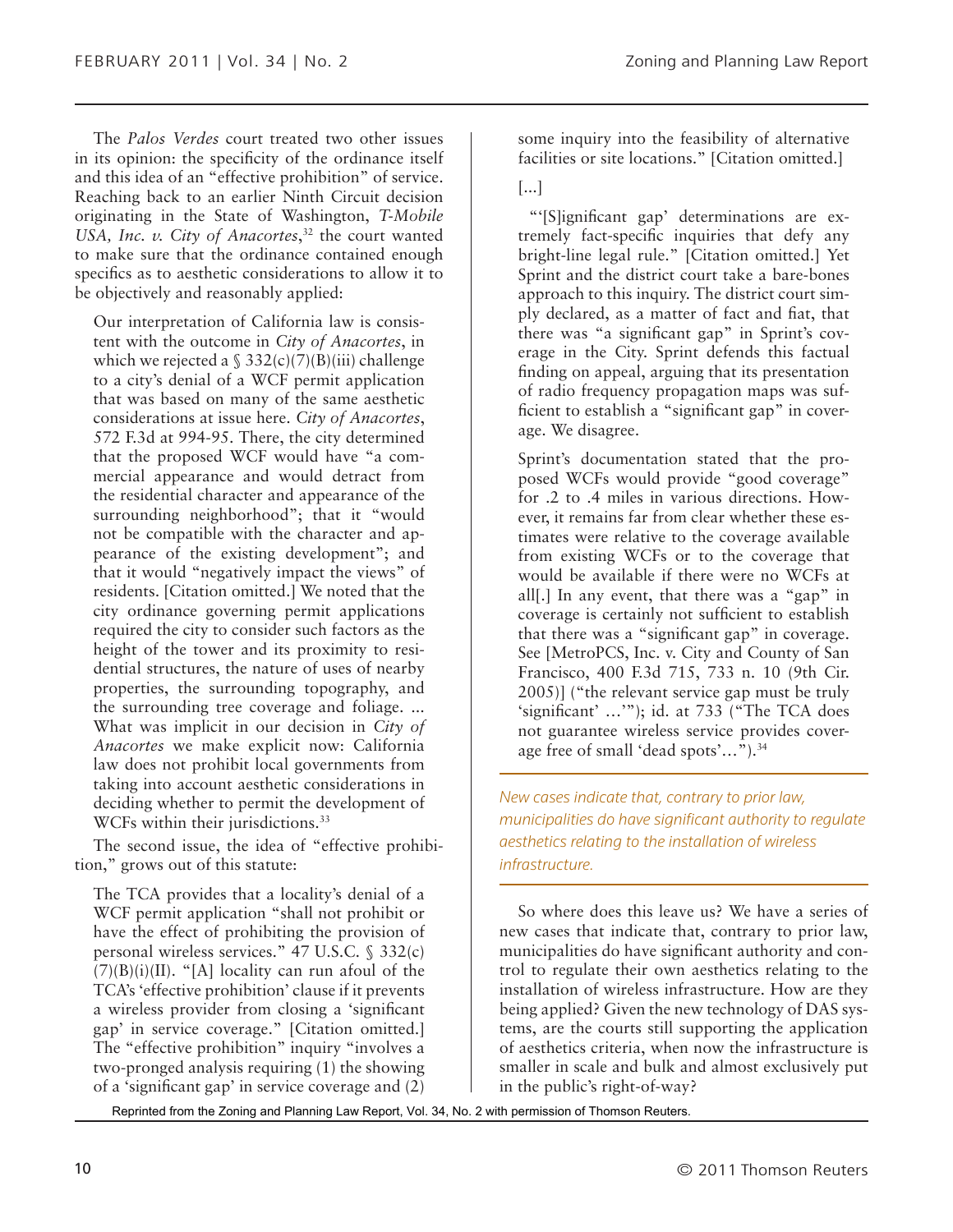The *Palos Verdes* court treated two other issues in its opinion: the specificity of the ordinance itself and this idea of an "effective prohibition" of service. Reaching back to an earlier Ninth Circuit decision originating in the State of Washington, *T-Mobile USA, Inc. v. City of Anacortes*,[32] the court wanted to make sure that the ordinance contained enough specifics as to aesthetic considerations to allow it to be objectively and reasonably applied:

> Our interpretation of California law is consistent with the outcome in *City of Anacortes*, in which we rejected a § 332(c)(7)(B)(iii) challenge to a city's denial of a WCF permit application that was based on many of the same aesthetic considerations at issue here. *City of Anacortes*, 572 F.3d at 994-95. There, the city determined that the proposed WCF would have "a commercial appearance and would detract from the residential character and appearance of the surrounding neighborhood"; that it "would not be compatible with the character and appearance of the existing development"; and that it would "negatively impact the views" of residents. [Citation omitted.] We noted that the city ordinance governing permit applications required the city to consider such factors as the height of the tower and its proximity to residential structures, the nature of uses of nearby properties, the surrounding topography, and the surrounding tree coverage and foliage. ... What was implicit in our decision in *City of Anacortes* we make explicit now: California law does not prohibit local governments from taking into account aesthetic considerations in deciding whether to permit the development of WCFs within their jurisdictions.[33]

The second issue, the idea of "effective prohibition," grows out of this statute:

> The TCA provides that a locality's denial of a WCF permit application "shall not prohibit or have the effect of prohibiting the provision of personal wireless services." 47 U.S.C. § 332(c)(7)(B)(i)(II). "[A] locality can run afoul of the TCA's 'effective prohibition' clause if it prevents a wireless provider from closing a 'significant gap' in service coverage." [Citation omitted.] The "effective prohibition" inquiry "involves a two-pronged analysis requiring (1) the showing of a 'significant gap' in service coverage and (2) some inquiry into the feasibility of alternative facilities or site locations." [Citation omitted.]
>
> [...]
>
> "'[S]ignificant gap' determinations are extremely fact-specific inquiries that defy any bright-line legal rule." [Citation omitted.] Yet Sprint and the district court take a bare-bones approach to this inquiry. The district court simply declared, as a matter of fact and fiat, that there was "a significant gap" in Sprint's coverage in the City. Sprint defends this factual finding on appeal, arguing that its presentation of radio frequency propagation maps was sufficient to establish a "significant gap" in coverage. We disagree.
>
> Sprint's documentation stated that the proposed WCFs would provide "good coverage" for .2 to .4 miles in various directions. However, it remains far from clear whether these estimates were relative to the coverage available from existing WCFs or to the coverage that would be available if there were no WCFs at all[.] In any event, that there was a "gap" in coverage is certainly not sufficient to establish that there was a "significant gap" in coverage. See [MetroPCS, Inc. v. City and County of San Francisco, 400 F.3d 715, 733 n. 10 (9th Cir. 2005)] ("the relevant service gap must be truly 'significant' …'"); id. at 733 ("The TCA does not guarantee wireless service provides coverage free of small 'dead spots'…").[34]

*New cases indicate that, contrary to prior law, municipalities do have significant authority to regulate aesthetics relating to the installation of wireless infrastructure.*

So where does this leave us? We have a series of new cases that indicate that, contrary to prior law, municipalities do have significant authority and control to regulate their own aesthetics relating to the installation of wireless infrastructure. How are they being applied? Given the new technology of DAS systems, are the courts still supporting the application of aesthetics criteria, when now the infrastructure is smaller in scale and bulk and almost exclusively put in the public's right-of-way?

Reprinted from the Zoning and Planning Law Report, Vol. 34, No. 2 with permission of Thomson Reuters.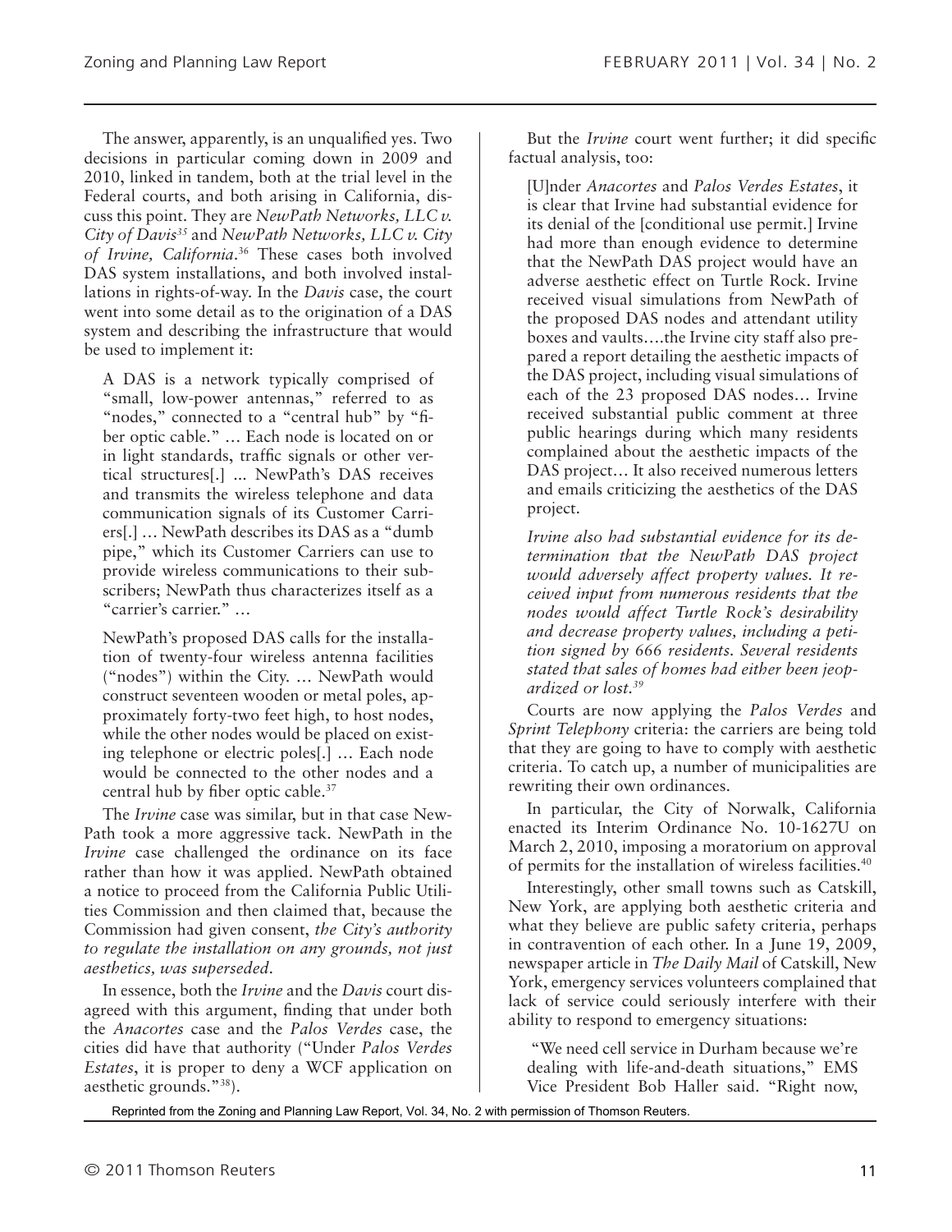The answer, apparently, is an unqualified yes. Two decisions in particular coming down in 2009 and 2010, linked in tandem, both at the trial level in the Federal courts, and both arising in California, discuss this point. They are *NewPath Networks, LLC v. City of Davis*[35] and *NewPath Networks, LLC v. City of Irvine, California*.[36] These cases both involved DAS system installations, and both involved installations in rights-of-way. In the *Davis* case, the court went into some detail as to the origination of a DAS system and describing the infrastructure that would be used to implement it:

> A DAS is a network typically comprised of "small, low-power antennas," referred to as "nodes," connected to a "central hub" by "fiber optic cable." … Each node is located on or in light standards, traffic signals or other vertical structures[.] ... NewPath's DAS receives and transmits the wireless telephone and data communication signals of its Customer Carriers[.] … NewPath describes its DAS as a "dumb pipe," which its Customer Carriers can use to provide wireless communications to their subscribers; NewPath thus characterizes itself as a "carrier's carrier." …
>
> NewPath's proposed DAS calls for the installation of twenty-four wireless antenna facilities ("nodes") within the City. … NewPath would construct seventeen wooden or metal poles, approximately forty-two feet high, to host nodes, while the other nodes would be placed on existing telephone or electric poles[.] … Each node would be connected to the other nodes and a central hub by fiber optic cable.[37]

The *Irvine* case was similar, but in that case NewPath took a more aggressive tack. NewPath in the *Irvine* case challenged the ordinance on its face rather than how it was applied. NewPath obtained a notice to proceed from the California Public Utilities Commission and then claimed that, because the Commission had given consent, *the City's authority to regulate the installation on any grounds, not just aesthetics, was superseded.*

In essence, both the *Irvine* and the *Davis* court disagreed with this argument, finding that under both the *Anacortes* case and the *Palos Verdes* case, the cities did have that authority ("Under *Palos Verdes Estates*, it is proper to deny a WCF application on aesthetic grounds."[38]).

But the *Irvine* court went further; it did specific factual analysis, too:

> [U]nder *Anacortes* and *Palos Verdes Estates*, it is clear that Irvine had substantial evidence for its denial of the [conditional use permit.] Irvine had more than enough evidence to determine that the NewPath DAS project would have an adverse aesthetic effect on Turtle Rock. Irvine received visual simulations from NewPath of the proposed DAS nodes and attendant utility boxes and vaults….the Irvine city staff also prepared a report detailing the aesthetic impacts of the DAS project, including visual simulations of each of the 23 proposed DAS nodes… Irvine received substantial public comment at three public hearings during which many residents complained about the aesthetic impacts of the DAS project… It also received numerous letters and emails criticizing the aesthetics of the DAS project.
>
> *Irvine also had substantial evidence for its determination that the NewPath DAS project would adversely affect property values. It received input from numerous residents that the nodes would affect Turtle Rock's desirability and decrease property values, including a petition signed by 666 residents. Several residents stated that sales of homes had either been jeopardized or lost.*[39]

Courts are now applying the *Palos Verdes* and *Sprint Telephony* criteria: the carriers are being told that they are going to have to comply with aesthetic criteria. To catch up, a number of municipalities are rewriting their own ordinances.

In particular, the City of Norwalk, California enacted its Interim Ordinance No. 10-1627U on March 2, 2010, imposing a moratorium on approval of permits for the installation of wireless facilities.[40]

Interestingly, other small towns such as Catskill, New York, are applying both aesthetic criteria and what they believe are public safety criteria, perhaps in contravention of each other. In a June 19, 2009, newspaper article in *The Daily Mail* of Catskill, New York, emergency services volunteers complained that lack of service could seriously interfere with their ability to respond to emergency situations:

> "We need cell service in Durham because we're dealing with life-and-death situations," EMS Vice President Bob Haller said. "Right now,

Reprinted from the Zoning and Planning Law Report, Vol. 34, No. 2 with permission of Thomson Reuters.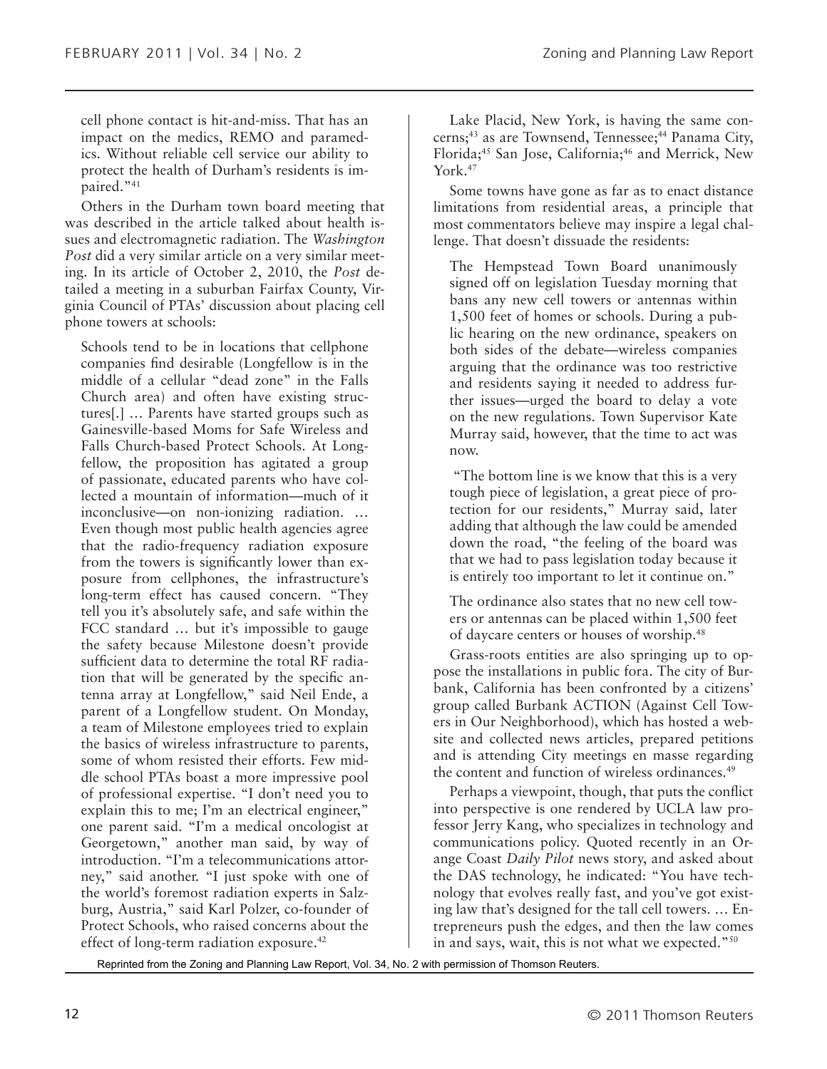cell phone contact is hit-and-miss. That has an impact on the medics, REMO and paramedics. Without reliable cell service our ability to protect the health of Durham's residents is impaired."[41]

Others in the Durham town board meeting that was described in the article talked about health issues and electromagnetic radiation. The *Washington Post* did a very similar article on a very similar meeting. In its article of October 2, 2010, the *Post* detailed a meeting in a suburban Fairfax County, Virginia Council of PTAs' discussion about placing cell phone towers at schools:

> Schools tend to be in locations that cellphone companies find desirable (Longfellow is in the middle of a cellular "dead zone" in the Falls Church area) and often have existing structures[.] … Parents have started groups such as Gainesville-based Moms for Safe Wireless and Falls Church-based Protect Schools. At Longfellow, the proposition has agitated a group of passionate, educated parents who have collected a mountain of information—much of it inconclusive—on non-ionizing radiation. … Even though most public health agencies agree that the radio-frequency radiation exposure from the towers is significantly lower than exposure from cellphones, the infrastructure's long-term effect has caused concern. "They tell you it's absolutely safe, and safe within the FCC standard … but it's impossible to gauge the safety because Milestone doesn't provide sufficient data to determine the total RF radiation that will be generated by the specific antenna array at Longfellow," said Neil Ende, a parent of a Longfellow student. On Monday, a team of Milestone employees tried to explain the basics of wireless infrastructure to parents, some of whom resisted their efforts. Few middle school PTAs boast a more impressive pool of professional expertise. "I don't need you to explain this to me; I'm an electrical engineer," one parent said. "I'm a medical oncologist at Georgetown," another man said, by way of introduction. "I'm a telecommunications attorney," said another. "I just spoke with one of the world's foremost radiation experts in Salzburg, Austria," said Karl Polzer, co-founder of Protect Schools, who raised concerns about the effect of long-term radiation exposure.[42]

Lake Placid, New York, is having the same concerns;[43] as are Townsend, Tennessee;[44] Panama City, Florida;[45] San Jose, California;[46] and Merrick, New York.[47]

Some towns have gone as far as to enact distance limitations from residential areas, a principle that most commentators believe may inspire a legal challenge. That doesn't dissuade the residents:

> The Hempstead Town Board unanimously signed off on legislation Tuesday morning that bans any new cell towers or antennas within 1,500 feet of homes or schools. During a public hearing on the new ordinance, speakers on both sides of the debate—wireless companies arguing that the ordinance was too restrictive and residents saying it needed to address further issues—urged the board to delay a vote on the new regulations. Town Supervisor Kate Murray said, however, that the time to act was now.
>
> "The bottom line is we know that this is a very tough piece of legislation, a great piece of protection for our residents," Murray said, later adding that although the law could be amended down the road, "the feeling of the board was that we had to pass legislation today because it is entirely too important to let it continue on."
>
> The ordinance also states that no new cell towers or antennas can be placed within 1,500 feet of daycare centers or houses of worship.[48]

Grass-roots entities are also springing up to oppose the installations in public fora. The city of Burbank, California has been confronted by a citizens' group called Burbank ACTION (Against Cell Towers in Our Neighborhood), which has hosted a website and collected news articles, prepared petitions and is attending City meetings en masse regarding the content and function of wireless ordinances.[49]

Perhaps a viewpoint, though, that puts the conflict into perspective is one rendered by UCLA law professor Jerry Kang, who specializes in technology and communications policy. Quoted recently in an Orange Coast *Daily Pilot* news story, and asked about the DAS technology, he indicated: "You have technology that evolves really fast, and you've got existing law that's designed for the tall cell towers. … Entrepreneurs push the edges, and then the law comes in and says, wait, this is not what we expected."[50]

Reprinted from the Zoning and Planning Law Report, Vol. 34, No. 2 with permission of Thomson Reuters.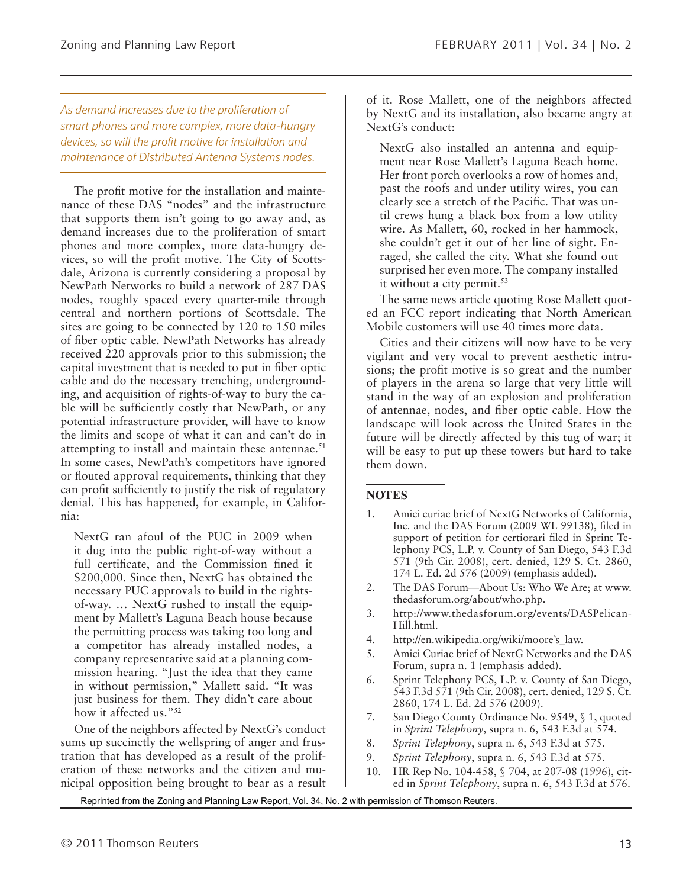*As demand increases due to the proliferation of smart phones and more complex, more data-hungry devices, so will the profit motive for installation and maintenance of Distributed Antenna Systems nodes.*

The profit motive for the installation and maintenance of these DAS "nodes" and the infrastructure that supports them isn't going to go away and, as demand increases due to the proliferation of smart phones and more complex, more data-hungry devices, so will the profit motive. The City of Scottsdale, Arizona is currently considering a proposal by NewPath Networks to build a network of 287 DAS nodes, roughly spaced every quarter-mile through central and northern portions of Scottsdale. The sites are going to be connected by 120 to 150 miles of fiber optic cable. NewPath Networks has already received 220 approvals prior to this submission; the capital investment that is needed to put in fiber optic cable and do the necessary trenching, undergrounding, and acquisition of rights-of-way to bury the cable will be sufficiently costly that NewPath, or any potential infrastructure provider, will have to know the limits and scope of what it can and can't do in attempting to install and maintain these antennae.[51] In some cases, NewPath's competitors have ignored or flouted approval requirements, thinking that they can profit sufficiently to justify the risk of regulatory denial. This has happened, for example, in California:

> NextG ran afoul of the PUC in 2009 when it dug into the public right-of-way without a full certificate, and the Commission fined it $200,000. Since then, NextG has obtained the necessary PUC approvals to build in the rights-of-way. … NextG rushed to install the equipment by Mallett's Laguna Beach house because the permitting process was taking too long and a competitor has already installed nodes, a company representative said at a planning commission hearing. "Just the idea that they came in without permission," Mallett said. "It was just business for them. They didn't care about how it affected us."[52]

One of the neighbors affected by NextG's conduct sums up succinctly the wellspring of anger and frustration that has developed as a result of the proliferation of these networks and the citizen and municipal opposition being brought to bear as a result of it. Rose Mallett, one of the neighbors affected by NextG and its installation, also became angry at NextG's conduct:

> NextG also installed an antenna and equipment near Rose Mallett's Laguna Beach home. Her front porch overlooks a row of homes and, past the roofs and under utility wires, you can clearly see a stretch of the Pacific. That was until crews hung a black box from a low utility wire. As Mallett, 60, rocked in her hammock, she couldn't get it out of her line of sight. Enraged, she called the city. What she found out surprised her even more. The company installed it without a city permit.[53]

The same news article quoting Rose Mallett quoted an FCC report indicating that North American Mobile customers will use 40 times more data.

Cities and their citizens will now have to be very vigilant and very vocal to prevent aesthetic intrusions; the profit motive is so great and the number of players in the arena so large that very little will stand in the way of an explosion and proliferation of antennae, nodes, and fiber optic cable. How the landscape will look across the United States in the future will be directly affected by this tug of war; it will be easy to put up these towers but hard to take them down.

## NOTES

1. Amici curiae brief of NextG Networks of California, Inc. and the DAS Forum (2009 WL 99138), filed in support of petition for certiorari filed in Sprint Telephony PCS, L.P. v. County of San Diego, 543 F.3d 571 (9th Cir. 2008), cert. denied, 129 S. Ct. 2860, 174 L. Ed. 2d 576 (2009) (emphasis added).
2. The DAS Forum—About Us: Who We Are; at www.thedasforum.org/about/who.php.
3. http://www.thedasforum.org/events/DASPelican-Hill.html.
4. http://en.wikipedia.org/wiki/moore's_law.
5. Amici Curiae brief of NextG Networks and the DAS Forum, supra n. 1 (emphasis added).
6. Sprint Telephony PCS, L.P. v. County of San Diego, 543 F.3d 571 (9th Cir. 2008), cert. denied, 129 S. Ct. 2860, 174 L. Ed. 2d 576 (2009).
7. San Diego County Ordinance No. 9549, § 1, quoted in *Sprint Telephony*, supra n. 6, 543 F.3d at 574.
8. *Sprint Telephony*, supra n. 6, 543 F.3d at 575.
9. *Sprint Telephony*, supra n. 6, 543 F.3d at 575.
10. HR Rep No. 104-458, § 704, at 207-08 (1996), cited in *Sprint Telephony*, supra n. 6, 543 F.3d at 576.

Reprinted from the Zoning and Planning Law Report, Vol. 34, No. 2 with permission of Thomson Reuters.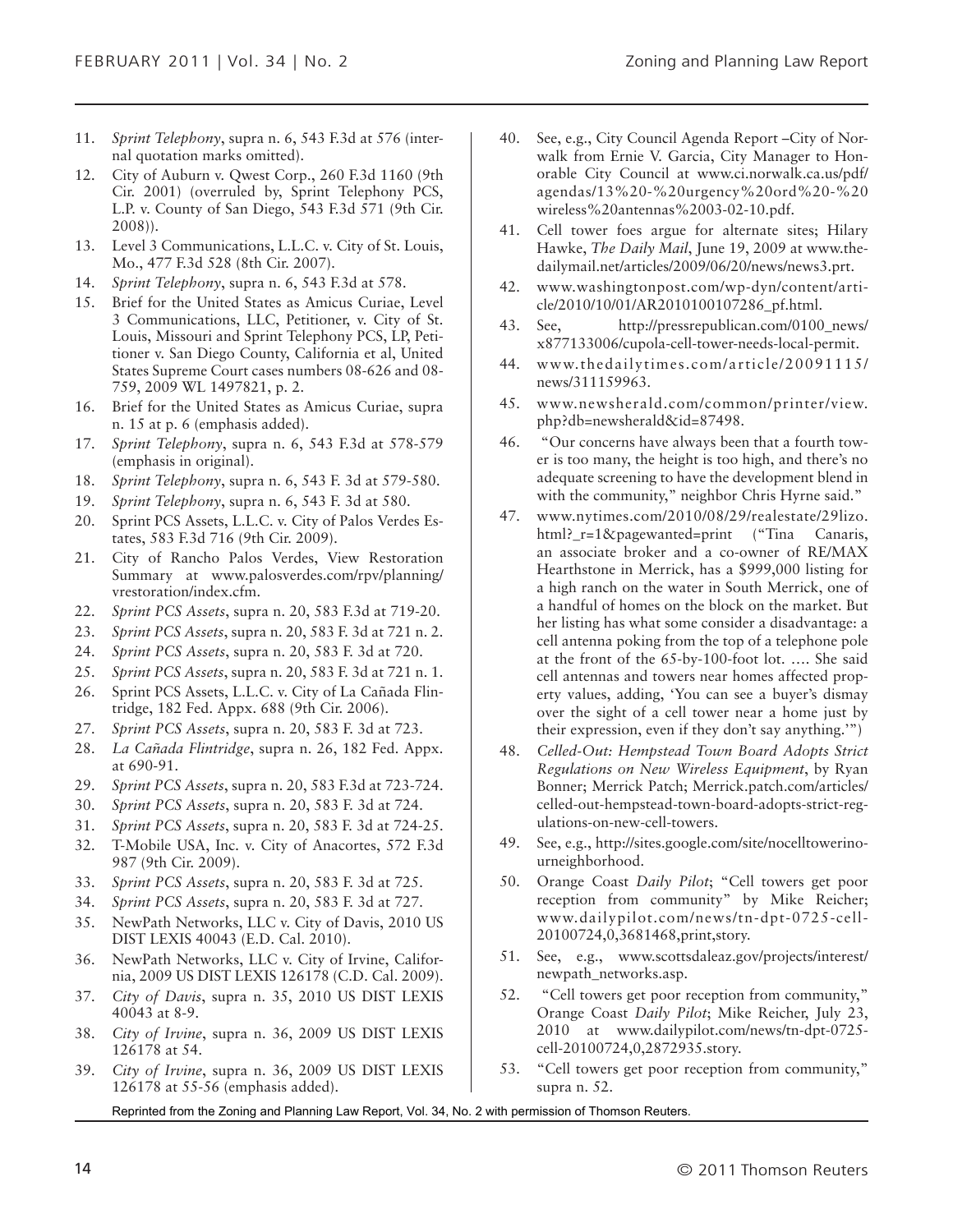11. *Sprint Telephony*, supra n. 6, 543 F.3d at 576 (internal quotation marks omitted).
12. City of Auburn v. Qwest Corp., 260 F.3d 1160 (9th Cir. 2001) (overruled by, Sprint Telephony PCS, L.P. v. County of San Diego, 543 F.3d 571 (9th Cir. 2008)).
13. Level 3 Communications, L.L.C. v. City of St. Louis, Mo., 477 F.3d 528 (8th Cir. 2007).
14. *Sprint Telephony*, supra n. 6, 543 F.3d at 578.
15. Brief for the United States as Amicus Curiae, Level 3 Communications, LLC, Petitioner, v. City of St. Louis, Missouri and Sprint Telephony PCS, LP, Petitioner v. San Diego County, California et al, United States Supreme Court cases numbers 08-626 and 08-759, 2009 WL 1497821, p. 2.
16. Brief for the United States as Amicus Curiae, supra n. 15 at p. 6 (emphasis added).
17. *Sprint Telephony*, supra n. 6, 543 F.3d at 578-579 (emphasis in original).
18. *Sprint Telephony*, supra n. 6, 543 F. 3d at 579-580.
19. *Sprint Telephony*, supra n. 6, 543 F. 3d at 580.
20. Sprint PCS Assets, L.L.C. v. City of Palos Verdes Estates, 583 F.3d 716 (9th Cir. 2009).
21. City of Rancho Palos Verdes, View Restoration Summary at www.palosverdes.com/rpv/planning/vrestoration/index.cfm.
22. *Sprint PCS Assets*, supra n. 20, 583 F.3d at 719-20.
23. *Sprint PCS Assets*, supra n. 20, 583 F. 3d at 721 n. 2.
24. *Sprint PCS Assets*, supra n. 20, 583 F. 3d at 720.
25. *Sprint PCS Assets*, supra n. 20, 583 F. 3d at 721 n. 1.
26. Sprint PCS Assets, L.L.C. v. City of La Cañada Flintridge, 182 Fed. Appx. 688 (9th Cir. 2006).
27. *Sprint PCS Assets*, supra n. 20, 583 F. 3d at 723.
28. *La Cañada Flintridge*, supra n. 26, 182 Fed. Appx. at 690-91.
29. *Sprint PCS Assets*, supra n. 20, 583 F.3d at 723-724.
30. *Sprint PCS Assets*, supra n. 20, 583 F. 3d at 724.
31. *Sprint PCS Assets*, supra n. 20, 583 F. 3d at 724-25.
32. T-Mobile USA, Inc. v. City of Anacortes, 572 F.3d 987 (9th Cir. 2009).
33. *Sprint PCS Assets*, supra n. 20, 583 F. 3d at 725.
34. *Sprint PCS Assets*, supra n. 20, 583 F. 3d at 727.
35. NewPath Networks, LLC v. City of Davis, 2010 US DIST LEXIS 40043 (E.D. Cal. 2010).
36. NewPath Networks, LLC v. City of Irvine, California, 2009 US DIST LEXIS 126178 (C.D. Cal. 2009).
37. *City of Davis*, supra n. 35, 2010 US DIST LEXIS 40043 at 8-9.
38. *City of Irvine*, supra n. 36, 2009 US DIST LEXIS 126178 at 54.
39. *City of Irvine*, supra n. 36, 2009 US DIST LEXIS 126178 at 55-56 (emphasis added).
40. See, e.g., City Council Agenda Report –City of Norwalk from Ernie V. Garcia, City Manager to Honorable City Council at www.ci.norwalk.ca.us/pdf/agendas/13%20-%20urgency%20ord%20-%20wireless%20antennas%2003-02-10.pdf.
41. Cell tower foes argue for alternate sites; Hilary Hawke, *The Daily Mail*, June 19, 2009 at www.thedailymail.net/articles/2009/06/20/news/news3.prt.
42. www.washingtonpost.com/wp-dyn/content/article/2010/10/01/AR2010100107286_pf.html.
43. See, http://pressrepublican.com/0100_news/x877133006/cupola-cell-tower-needs-local-permit.
44. www.thedailytimes.com/article/20091115/news/311159963.
45. www.newsherald.com/common/printer/view.php?db=newsherald&id=87498.
46. "Our concerns have always been that a fourth tower is too many, the height is too high, and there's no adequate screening to have the development blend in with the community," neighbor Chris Hyrne said."
47. www.nytimes.com/2010/08/29/realestate/29lizo.html?_r=1&pagewanted=print ("Tina Canaris, an associate broker and a co-owner of RE/MAX Hearthstone in Merrick, has a $999,000 listing for a high ranch on the water in South Merrick, one of a handful of homes on the block on the market. But her listing has what some consider a disadvantage: a cell antenna poking from the top of a telephone pole at the front of the 65-by-100-foot lot. .... She said cell antennas and towers near homes affected property values, adding, 'You can see a buyer's dismay over the sight of a cell tower near a home just by their expression, even if they don't say anything.'")
48. *Celled-Out: Hempstead Town Board Adopts Strict Regulations on New Wireless Equipment*, by Ryan Bonner; Merrick Patch; Merrick.patch.com/articles/celled-out-hempstead-town-board-adopts-strict-regulations-on-new-cell-towers.
49. See, e.g., http://sites.google.com/site/nocelltowerinourneighborhood.
50. Orange Coast *Daily Pilot*; "Cell towers get poor reception from community" by Mike Reicher; www.dailypilot.com/news/tn-dpt-0725-cell-20100724,0,3681468,print,story.
51. See, e.g., www.scottsdaleaz.gov/projects/interest/newpath_networks.asp.
52. "Cell towers get poor reception from community," Orange Coast *Daily Pilot*; Mike Reicher, July 23, 2010 at www.dailypilot.com/news/tn-dpt-0725-cell-20100724,0,2872935.story.
53. "Cell towers get poor reception from community," supra n. 52.

Reprinted from the Zoning and Planning Law Report, Vol. 34, No. 2 with permission of Thomson Reuters.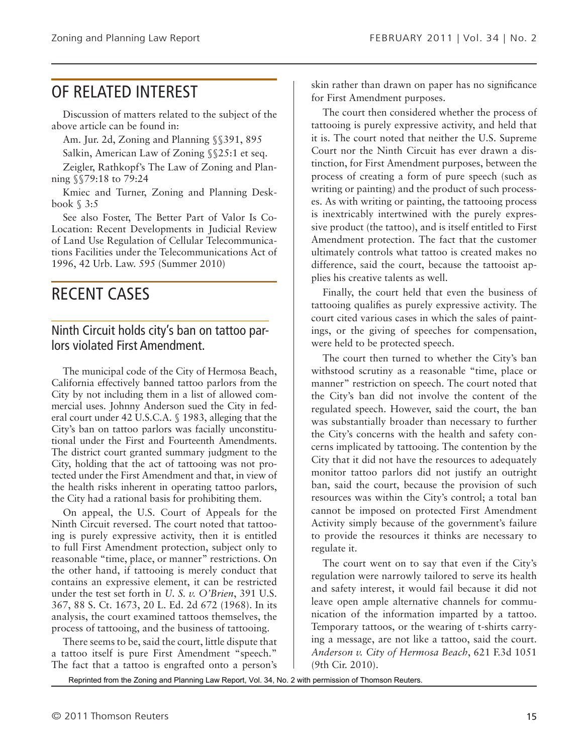## OF RELATED INTEREST

Discussion of matters related to the subject of the above article can be found in:

Am. Jur. 2d, Zoning and Planning §§391, 895

Salkin, American Law of Zoning §§25:1 et seq.

Zeigler, Rathkopf's The Law of Zoning and Planning §§79:18 to 79:24

Kmiec and Turner, Zoning and Planning Deskbook § 3:5

See also Foster, The Better Part of Valor Is Co-Location: Recent Developments in Judicial Review of Land Use Regulation of Cellular Telecommunications Facilities under the Telecommunications Act of 1996, 42 Urb. Law. 595 (Summer 2010)

## RECENT CASES

### Ninth Circuit holds city's ban on tattoo parlors violated First Amendment.

The municipal code of the City of Hermosa Beach, California effectively banned tattoo parlors from the City by not including them in a list of allowed commercial uses. Johnny Anderson sued the City in federal court under 42 U.S.C.A. § 1983, alleging that the City's ban on tattoo parlors was facially unconstitutional under the First and Fourteenth Amendments. The district court granted summary judgment to the City, holding that the act of tattooing was not protected under the First Amendment and that, in view of the health risks inherent in operating tattoo parlors, the City had a rational basis for prohibiting them.

On appeal, the U.S. Court of Appeals for the Ninth Circuit reversed. The court noted that tattooing is purely expressive activity, then it is entitled to full First Amendment protection, subject only to reasonable "time, place, or manner" restrictions. On the other hand, if tattooing is merely conduct that contains an expressive element, it can be restricted under the test set forth in *U. S. v. O'Brien*, 391 U.S. 367, 88 S. Ct. 1673, 20 L. Ed. 2d 672 (1968). In its analysis, the court examined tattoos themselves, the process of tattooing, and the business of tattooing.

There seems to be, said the court, little dispute that a tattoo itself is pure First Amendment "speech." The fact that a tattoo is engrafted onto a person's skin rather than drawn on paper has no significance for First Amendment purposes.

The court then considered whether the process of tattooing is purely expressive activity, and held that it is. The court noted that neither the U.S. Supreme Court nor the Ninth Circuit has ever drawn a distinction, for First Amendment purposes, between the process of creating a form of pure speech (such as writing or painting) and the product of such processes. As with writing or painting, the tattooing process is inextricably intertwined with the purely expressive product (the tattoo), and is itself entitled to First Amendment protection. The fact that the customer ultimately controls what tattoo is created makes no difference, said the court, because the tattooist applies his creative talents as well.

Finally, the court held that even the business of tattooing qualifies as purely expressive activity. The court cited various cases in which the sales of paintings, or the giving of speeches for compensation, were held to be protected speech.

The court then turned to whether the City's ban withstood scrutiny as a reasonable "time, place or manner" restriction on speech. The court noted that the City's ban did not involve the content of the regulated speech. However, said the court, the ban was substantially broader than necessary to further the City's concerns with the health and safety concerns implicated by tattooing. The contention by the City that it did not have the resources to adequately monitor tattoo parlors did not justify an outright ban, said the court, because the provision of such resources was within the City's control; a total ban cannot be imposed on protected First Amendment Activity simply because of the government's failure to provide the resources it thinks are necessary to regulate it.

The court went on to say that even if the City's regulation were narrowly tailored to serve its health and safety interest, it would fail because it did not leave open ample alternative channels for communication of the information imparted by a tattoo. Temporary tattoos, or the wearing of t-shirts carrying a message, are not like a tattoo, said the court. *Anderson v. City of Hermosa Beach*, 621 F.3d 1051 (9th Cir. 2010).

Reprinted from the Zoning and Planning Law Report, Vol. 34, No. 2 with permission of Thomson Reuters.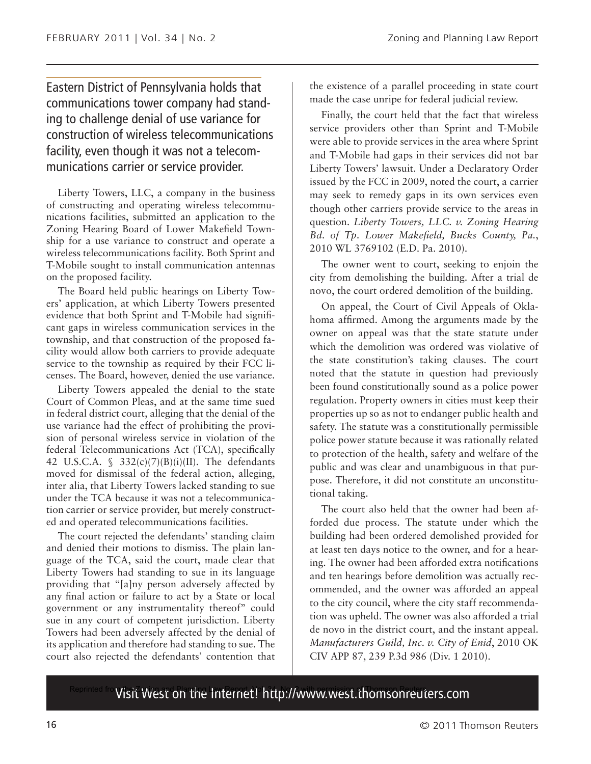## Eastern District of Pennsylvania holds that communications tower company had standing to challenge denial of use variance for construction of wireless telecommunications facility, even though it was not a telecommunications carrier or service provider.

Liberty Towers, LLC, a company in the business of constructing and operating wireless telecommunications facilities, submitted an application to the Zoning Hearing Board of Lower Makefield Township for a use variance to construct and operate a wireless telecommunications facility. Both Sprint and T-Mobile sought to install communication antennas on the proposed facility.

The Board held public hearings on Liberty Towers' application, at which Liberty Towers presented evidence that both Sprint and T-Mobile had significant gaps in wireless communication services in the township, and that construction of the proposed facility would allow both carriers to provide adequate service to the township as required by their FCC licenses. The Board, however, denied the use variance.

Liberty Towers appealed the denial to the state Court of Common Pleas, and at the same time sued in federal district court, alleging that the denial of the use variance had the effect of prohibiting the provision of personal wireless service in violation of the federal Telecommunications Act (TCA), specifically 42 U.S.C.A. § 332(c)(7)(B)(i)(II). The defendants moved for dismissal of the federal action, alleging, inter alia, that Liberty Towers lacked standing to sue under the TCA because it was not a telecommunication carrier or service provider, but merely constructed and operated telecommunications facilities.

The court rejected the defendants' standing claim and denied their motions to dismiss. The plain language of the TCA, said the court, made clear that Liberty Towers had standing to sue in its language providing that "[a]ny person adversely affected by any final action or failure to act by a State or local government or any instrumentality thereof" could sue in any court of competent jurisdiction. Liberty Towers had been adversely affected by the denial of its application and therefore had standing to sue. The court also rejected the defendants' contention that the existence of a parallel proceeding in state court made the case unripe for federal judicial review.

Finally, the court held that the fact that wireless service providers other than Sprint and T-Mobile were able to provide services in the area where Sprint and T-Mobile had gaps in their services did not bar Liberty Towers' lawsuit. Under a Declaratory Order issued by the FCC in 2009, noted the court, a carrier may seek to remedy gaps in its own services even though other carriers provide service to the areas in question. *Liberty Towers, LLC. v. Zoning Hearing Bd. of Tp. Lower Makefield, Bucks County, Pa.*, 2010 WL 3769102 (E.D. Pa. 2010).

The owner went to court, seeking to enjoin the city from demolishing the building. After a trial de novo, the court ordered demolition of the building.

On appeal, the Court of Civil Appeals of Oklahoma affirmed. Among the arguments made by the owner on appeal was that the state statute under which the demolition was ordered was violative of the state constitution's taking clauses. The court noted that the statute in question had previously been found constitutionally sound as a police power regulation. Property owners in cities must keep their properties up so as not to endanger public health and safety. The statute was a constitutionally permissible police power statute because it was rationally related to protection of the health, safety and welfare of the public and was clear and unambiguous in that purpose. Therefore, it did not constitute an unconstitutional taking.

The court also held that the owner had been afforded due process. The statute under which the building had been ordered demolished provided for at least ten days notice to the owner, and for a hearing. The owner had been afforded extra notifications and ten hearings before demolition was actually recommended, and the owner was afforded an appeal to the city council, where the city staff recommendation was upheld. The owner was also afforded a trial de novo in the district court, and the instant appeal. *Manufacturers Guild, Inc. v. City of Enid*, 2010 OK CIV APP 87, 239 P.3d 986 (Div. 1 2010).

Visit West on the Internet! http://www.west.thomsonreuters.com

Reprinted from the Zoning and Planning Law Report, Vol. 34, No. 2 with permission of Thomson Reuters.